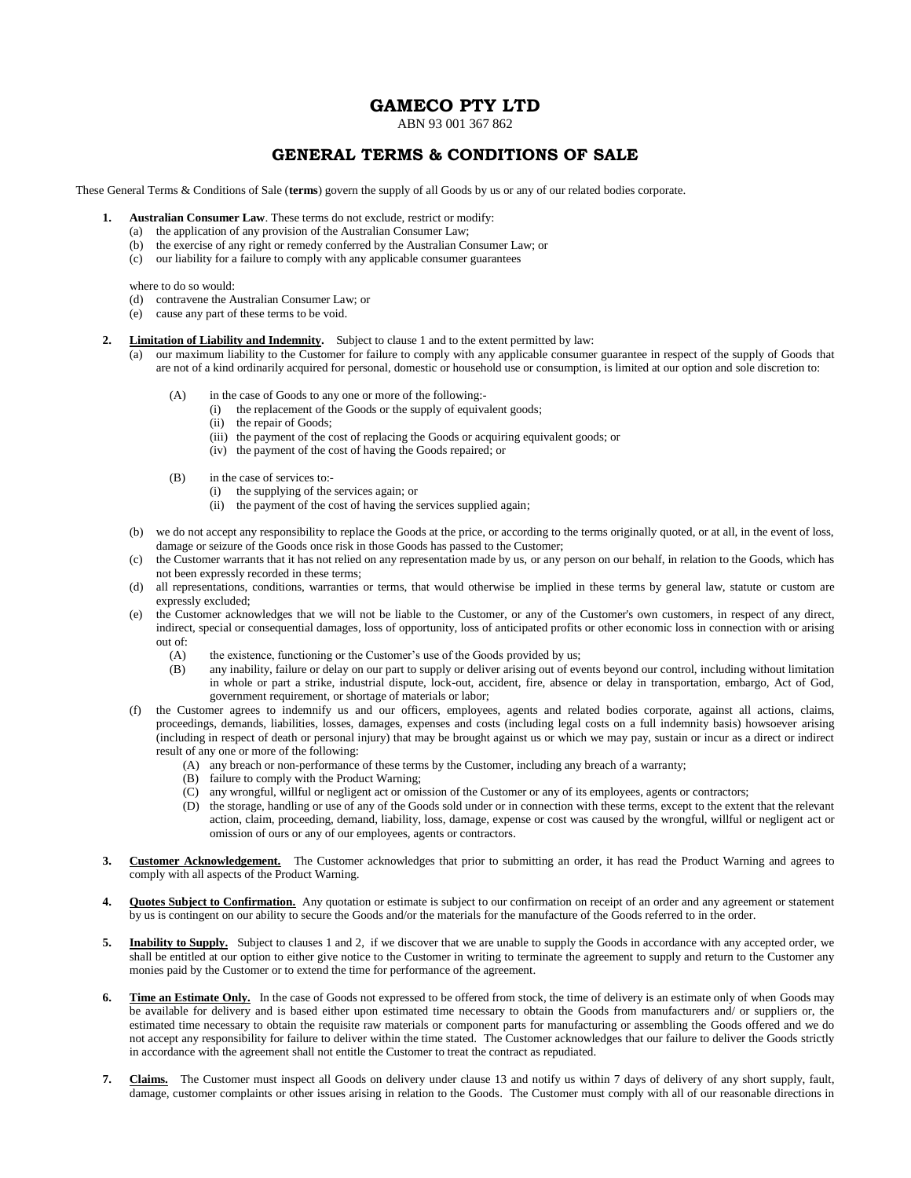# GAMECO PTY LTD

ABN 93 001 367 862

## GENERAL TERMS & CONDITIONS OF SALE

These General Terms & Conditions of Sale (**terms**) govern the supply of all Goods by us or any of our related bodies corporate.

1. **Australian Consumer Law**. These terms do not exclude, restrict or modify:
   (a) the application of any provision of the Australian Consumer Law;
   (b) the exercise of any right or remedy conferred by the Australian Consumer Law; or
   (c) our liability for a failure to comply with any applicable consumer guarantees

   where to do so would:
   (d) contravene the Australian Consumer Law; or
   (e) cause any part of these terms to be void.

2. **Limitation of Liability and Indemnity.** Subject to clause 1 and to the extent permitted by law:
   (a) our maximum liability to the Customer for failure to comply with any applicable consumer guarantee in respect of the supply of Goods that are not of a kind ordinarily acquired for personal, domestic or household use or consumption, is limited at our option and sole discretion to:

      (A) in the case of Goods to any one or more of the following:-
         (i) the replacement of the Goods or the supply of equivalent goods;
         (ii) the repair of Goods;
         (iii) the payment of the cost of replacing the Goods or acquiring equivalent goods; or
         (iv) the payment of the cost of having the Goods repaired; or

      (B) in the case of services to:-
         (i) the supplying of the services again; or
         (ii) the payment of the cost of having the services supplied again;

   (b) we do not accept any responsibility to replace the Goods at the price, or according to the terms originally quoted, or at all, in the event of loss, damage or seizure of the Goods once risk in those Goods has passed to the Customer;
   (c) the Customer warrants that it has not relied on any representation made by us, or any person on our behalf, in relation to the Goods, which has not been expressly recorded in these terms;
   (d) all representations, conditions, warranties or terms, that would otherwise be implied in these terms by general law, statute or custom are expressly excluded;
   (e) the Customer acknowledges that we will not be liable to the Customer, or any of the Customer's own customers, in respect of any direct, indirect, special or consequential damages, loss of opportunity, loss of anticipated profits or other economic loss in connection with or arising out of:
      (A) the existence, functioning or the Customer's use of the Goods provided by us;
      (B) any inability, failure or delay on our part to supply or deliver arising out of events beyond our control, including without limitation in whole or part a strike, industrial dispute, lock-out, accident, fire, absence or delay in transportation, embargo, Act of God, government requirement, or shortage of materials or labor;
   (f) the Customer agrees to indemnify us and our officers, employees, agents and related bodies corporate, against all actions, claims, proceedings, demands, liabilities, losses, damages, expenses and costs (including legal costs on a full indemnity basis) howsoever arising (including in respect of death or personal injury) that may be brought against us or which we may pay, sustain or incur as a direct or indirect result of any one or more of the following:
      (A) any breach or non-performance of these terms by the Customer, including any breach of a warranty;
      (B) failure to comply with the Product Warning;
      (C) any wrongful, willful or negligent act or omission of the Customer or any of its employees, agents or contractors;
      (D) the storage, handling or use of any of the Goods sold under or in connection with these terms, except to the extent that the relevant action, claim, proceeding, demand, liability, loss, damage, expense or cost was caused by the wrongful, willful or negligent act or omission of ours or any of our employees, agents or contractors.

3. **Customer Acknowledgement.** The Customer acknowledges that prior to submitting an order, it has read the Product Warning and agrees to comply with all aspects of the Product Warning.

4. **Quotes Subject to Confirmation.** Any quotation or estimate is subject to our confirmation on receipt of an order and any agreement or statement by us is contingent on our ability to secure the Goods and/or the materials for the manufacture of the Goods referred to in the order.

5. **Inability to Supply.** Subject to clauses 1 and 2, if we discover that we are unable to supply the Goods in accordance with any accepted order, we shall be entitled at our option to either give notice to the Customer in writing to terminate the agreement to supply and return to the Customer any monies paid by the Customer or to extend the time for performance of the agreement.

6. **Time an Estimate Only.** In the case of Goods not expressed to be offered from stock, the time of delivery is an estimate only of when Goods may be available for delivery and is based either upon estimated time necessary to obtain the Goods from manufacturers and/ or suppliers or, the estimated time necessary to obtain the requisite raw materials or component parts for manufacturing or assembling the Goods offered and we do not accept any responsibility for failure to deliver within the time stated. The Customer acknowledges that our failure to deliver the Goods strictly in accordance with the agreement shall not entitle the Customer to treat the contract as repudiated.

7. **Claims.** The Customer must inspect all Goods on delivery under clause 13 and notify us within 7 days of delivery of any short supply, fault, damage, customer complaints or other issues arising in relation to the Goods. The Customer must comply with all of our reasonable directions in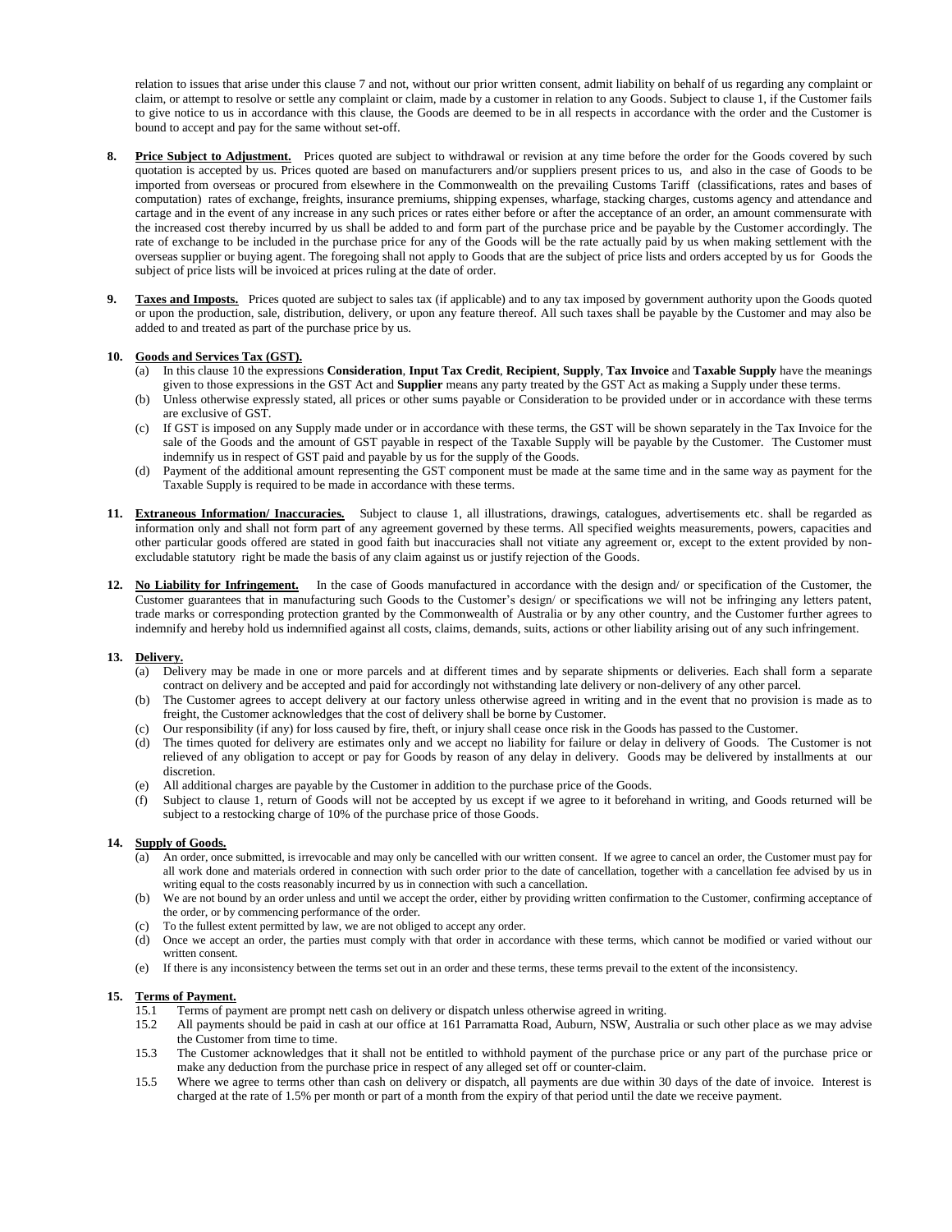relation to issues that arise under this clause 7 and not, without our prior written consent, admit liability on behalf of us regarding any complaint or claim, or attempt to resolve or settle any complaint or claim, made by a customer in relation to any Goods. Subject to clause 1, if the Customer fails to give notice to us in accordance with this clause, the Goods are deemed to be in all respects in accordance with the order and the Customer is bound to accept and pay for the same without set-off.

**8. <u>Price Subject to Adjustment.</u>** Prices quoted are subject to withdrawal or revision at any time before the order for the Goods covered by such quotation is accepted by us. Prices quoted are based on manufacturers and/or suppliers present prices to us, and also in the case of Goods to be imported from overseas or procured from elsewhere in the Commonwealth on the prevailing Customs Tariff (classifications, rates and bases of computation) rates of exchange, freights, insurance premiums, shipping expenses, wharfage, stacking charges, customs agency and attendance and cartage and in the event of any increase in any such prices or rates either before or after the acceptance of an order, an amount commensurate with the increased cost thereby incurred by us shall be added to and form part of the purchase price and be payable by the Customer accordingly. The rate of exchange to be included in the purchase price for any of the Goods will be the rate actually paid by us when making settlement with the overseas supplier or buying agent. The foregoing shall not apply to Goods that are the subject of price lists and orders accepted by us for Goods the subject of price lists will be invoiced at prices ruling at the date of order.

**9. <u>Taxes and Imposts.</u>** Prices quoted are subject to sales tax (if applicable) and to any tax imposed by government authority upon the Goods quoted or upon the production, sale, distribution, delivery, or upon any feature thereof. All such taxes shall be payable by the Customer and may also be added to and treated as part of the purchase price by us.

**10. <u>Goods and Services Tax (GST).</u>**

(a) In this clause 10 the expressions **Consideration**, **Input Tax Credit**, **Recipient**, **Supply**, **Tax Invoice** and **Taxable Supply** have the meanings given to those expressions in the GST Act and **Supplier** means any party treated by the GST Act as making a Supply under these terms.

(b) Unless otherwise expressly stated, all prices or other sums payable or Consideration to be provided under or in accordance with these terms are exclusive of GST.

(c) If GST is imposed on any Supply made under or in accordance with these terms, the GST will be shown separately in the Tax Invoice for the sale of the Goods and the amount of GST payable in respect of the Taxable Supply will be payable by the Customer. The Customer must indemnify us in respect of GST paid and payable by us for the supply of the Goods.

(d) Payment of the additional amount representing the GST component must be made at the same time and in the same way as payment for the Taxable Supply is required to be made in accordance with these terms.

**11. <u>Extraneous Information/ Inaccuracies.</u>** Subject to clause 1, all illustrations, drawings, catalogues, advertisements etc. shall be regarded as information only and shall not form part of any agreement governed by these terms. All specified weights measurements, powers, capacities and other particular goods offered are stated in good faith but inaccuracies shall not vitiate any agreement or, except to the extent provided by non-excludable statutory right be made the basis of any claim against us or justify rejection of the Goods.

**12. <u>No Liability for Infringement.</u>** In the case of Goods manufactured in accordance with the design and/ or specification of the Customer, the Customer guarantees that in manufacturing such Goods to the Customer's design/ or specifications we will not be infringing any letters patent, trade marks or corresponding protection granted by the Commonwealth of Australia or by any other country, and the Customer further agrees to indemnify and hereby hold us indemnified against all costs, claims, demands, suits, actions or other liability arising out of any such infringement.

**13. <u>Delivery.</u>**

(a) Delivery may be made in one or more parcels and at different times and by separate shipments or deliveries. Each shall form a separate contract on delivery and be accepted and paid for accordingly not withstanding late delivery or non-delivery of any other parcel.

(b) The Customer agrees to accept delivery at our factory unless otherwise agreed in writing and in the event that no provision is made as to freight, the Customer acknowledges that the cost of delivery shall be borne by Customer.

(c) Our responsibility (if any) for loss caused by fire, theft, or injury shall cease once risk in the Goods has passed to the Customer.

(d) The times quoted for delivery are estimates only and we accept no liability for failure or delay in delivery of Goods. The Customer is not relieved of any obligation to accept or pay for Goods by reason of any delay in delivery. Goods may be delivered by installments at our discretion.

(e) All additional charges are payable by the Customer in addition to the purchase price of the Goods.

(f) Subject to clause 1, return of Goods will not be accepted by us except if we agree to it beforehand in writing, and Goods returned will be subject to a restocking charge of 10% of the purchase price of those Goods.

**14. <u>Supply of Goods.</u>**

(a) An order, once submitted, is irrevocable and may only be cancelled with our written consent. If we agree to cancel an order, the Customer must pay for all work done and materials ordered in connection with such order prior to the date of cancellation, together with a cancellation fee advised by us in writing equal to the costs reasonably incurred by us in connection with such a cancellation.

(b) We are not bound by an order unless and until we accept the order, either by providing written confirmation to the Customer, confirming acceptance of the order, or by commencing performance of the order.

(c) To the fullest extent permitted by law, we are not obliged to accept any order.

(d) Once we accept an order, the parties must comply with that order in accordance with these terms, which cannot be modified or varied without our written consent.

(e) If there is any inconsistency between the terms set out in an order and these terms, these terms prevail to the extent of the inconsistency.

**15. <u>Terms of Payment.</u>**

15.1 Terms of payment are prompt nett cash on delivery or dispatch unless otherwise agreed in writing.

15.2 All payments should be paid in cash at our office at 161 Parramatta Road, Auburn, NSW, Australia or such other place as we may advise the Customer from time to time.

15.3 The Customer acknowledges that it shall not be entitled to withhold payment of the purchase price or any part of the purchase price or make any deduction from the purchase price in respect of any alleged set off or counter-claim.

15.5 Where we agree to terms other than cash on delivery or dispatch, all payments are due within 30 days of the date of invoice. Interest is charged at the rate of 1.5% per month or part of a month from the expiry of that period until the date we receive payment.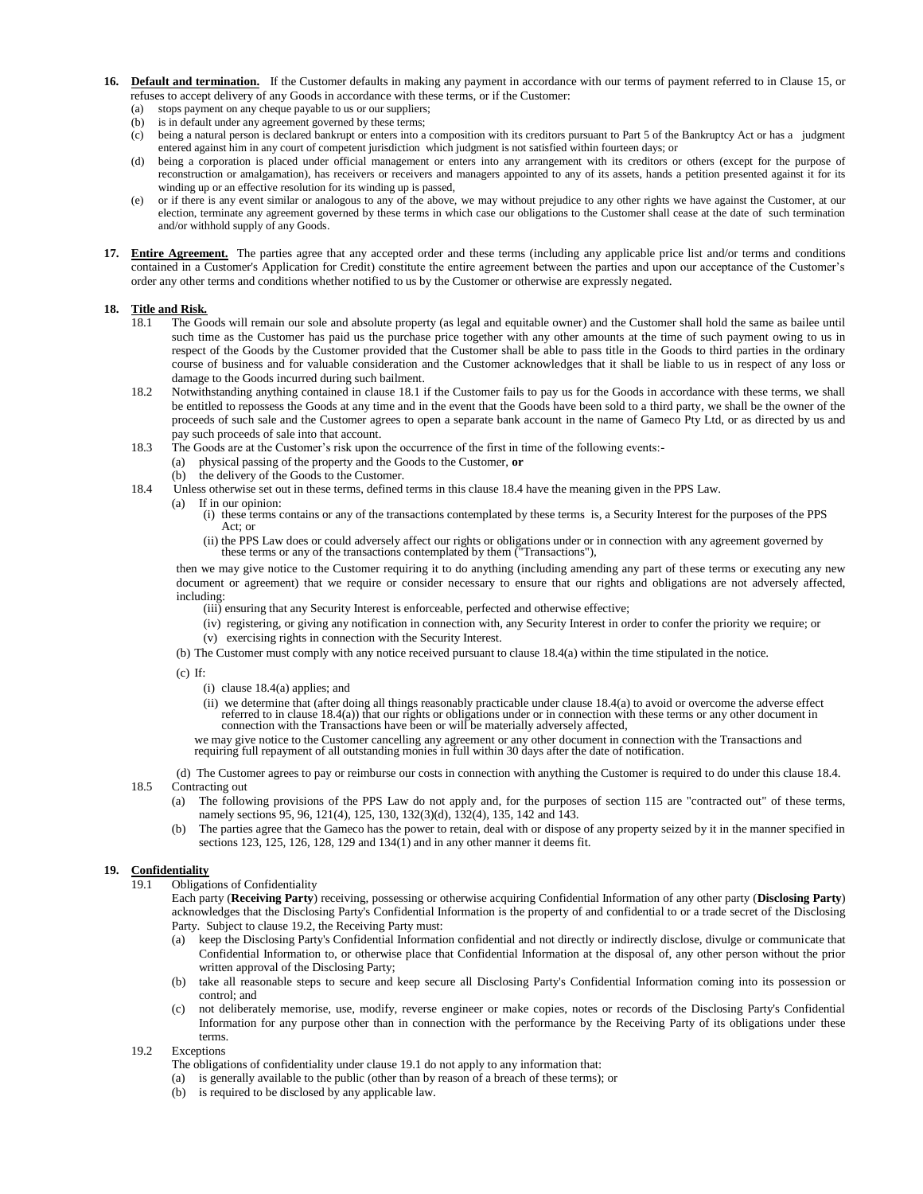**16. Default and termination.** If the Customer defaults in making any payment in accordance with our terms of payment referred to in Clause 15, or refuses to accept delivery of any Goods in accordance with these terms, or if the Customer:

(a) stops payment on any cheque payable to us or our suppliers;

(b) is in default under any agreement governed by these terms;

(c) being a natural person is declared bankrupt or enters into a composition with its creditors pursuant to Part 5 of the Bankruptcy Act or has a judgment entered against him in any court of competent jurisdiction which judgment is not satisfied within fourteen days; or

(d) being a corporation is placed under official management or enters into any arrangement with its creditors or others (except for the purpose of reconstruction or amalgamation), has receivers or receivers and managers appointed to any of its assets, hands a petition presented against it for its winding up or an effective resolution for its winding up is passed,

(e) or if there is any event similar or analogous to any of the above, we may without prejudice to any other rights we have against the Customer, at our election, terminate any agreement governed by these terms in which case our obligations to the Customer shall cease at the date of such termination and/or withhold supply of any Goods.

**17. Entire Agreement.** The parties agree that any accepted order and these terms (including any applicable price list and/or terms and conditions contained in a Customer's Application for Credit) constitute the entire agreement between the parties and upon our acceptance of the Customer's order any other terms and conditions whether notified to us by the Customer or otherwise are expressly negated.

**18. Title and Risk.**

18.1 The Goods will remain our sole and absolute property (as legal and equitable owner) and the Customer shall hold the same as bailee until such time as the Customer has paid us the purchase price together with any other amounts at the time of such payment owing to us in respect of the Goods by the Customer provided that the Customer shall be able to pass title in the Goods to third parties in the ordinary course of business and for valuable consideration and the Customer acknowledges that it shall be liable to us in respect of any loss or damage to the Goods incurred during such bailment.

18.2 Notwithstanding anything contained in clause 18.1 if the Customer fails to pay us for the Goods in accordance with these terms, we shall be entitled to repossess the Goods at any time and in the event that the Goods have been sold to a third party, we shall be the owner of the proceeds of such sale and the Customer agrees to open a separate bank account in the name of Gameco Pty Ltd, or as directed by us and pay such proceeds of sale into that account.

18.3 The Goods are at the Customer's risk upon the occurrence of the first in time of the following events:-

(a) physical passing of the property and the Goods to the Customer, **or**

(b) the delivery of the Goods to the Customer.

18.4 Unless otherwise set out in these terms, defined terms in this clause 18.4 have the meaning given in the PPS Law.

(a) If in our opinion:

(i) these terms contains or any of the transactions contemplated by these terms is, a Security Interest for the purposes of the PPS Act; or

(ii) the PPS Law does or could adversely affect our rights or obligations under or in connection with any agreement governed by these terms or any of the transactions contemplated by them ("Transactions"),

then we may give notice to the Customer requiring it to do anything (including amending any part of these terms or executing any new document or agreement) that we require or consider necessary to ensure that our rights and obligations are not adversely affected, including:

(iii) ensuring that any Security Interest is enforceable, perfected and otherwise effective;

(iv) registering, or giving any notification in connection with, any Security Interest in order to confer the priority we require; or

(v) exercising rights in connection with the Security Interest.

(b) The Customer must comply with any notice received pursuant to clause 18.4(a) within the time stipulated in the notice.

(c) If:

(i) clause 18.4(a) applies; and

(ii) we determine that (after doing all things reasonably practicable under clause 18.4(a) to avoid or overcome the adverse effect referred to in clause 18.4(a)) that our rights or obligations under or in connection with these terms or any other document in connection with the Transactions have been or will be materially adversely affected,

we may give notice to the Customer cancelling any agreement or any other document in connection with the Transactions and requiring full repayment of all outstanding monies in full within 30 days after the date of notification.

(d) The Customer agrees to pay or reimburse our costs in connection with anything the Customer is required to do under this clause 18.4.

18.5 Contracting out

(a) The following provisions of the PPS Law do not apply and, for the purposes of section 115 are "contracted out" of these terms, namely sections 95, 96, 121(4), 125, 130, 132(3)(d), 132(4), 135, 142 and 143.

(b) The parties agree that the Gameco has the power to retain, deal with or dispose of any property seized by it in the manner specified in sections 123, 125, 126, 128, 129 and 134(1) and in any other manner it deems fit.

**19. Confidentiality**

19.1 Obligations of Confidentiality

Each party (**Receiving Party**) receiving, possessing or otherwise acquiring Confidential Information of any other party (**Disclosing Party**) acknowledges that the Disclosing Party's Confidential Information is the property of and confidential to or a trade secret of the Disclosing Party. Subject to clause 19.2, the Receiving Party must:

(a) keep the Disclosing Party's Confidential Information confidential and not directly or indirectly disclose, divulge or communicate that Confidential Information to, or otherwise place that Confidential Information at the disposal of, any other person without the prior written approval of the Disclosing Party;

(b) take all reasonable steps to secure and keep secure all Disclosing Party's Confidential Information coming into its possession or control; and

(c) not deliberately memorise, use, modify, reverse engineer or make copies, notes or records of the Disclosing Party's Confidential Information for any purpose other than in connection with the performance by the Receiving Party of its obligations under these terms.

19.2 Exceptions

The obligations of confidentiality under clause 19.1 do not apply to any information that:

(a) is generally available to the public (other than by reason of a breach of these terms); or

(b) is required to be disclosed by any applicable law.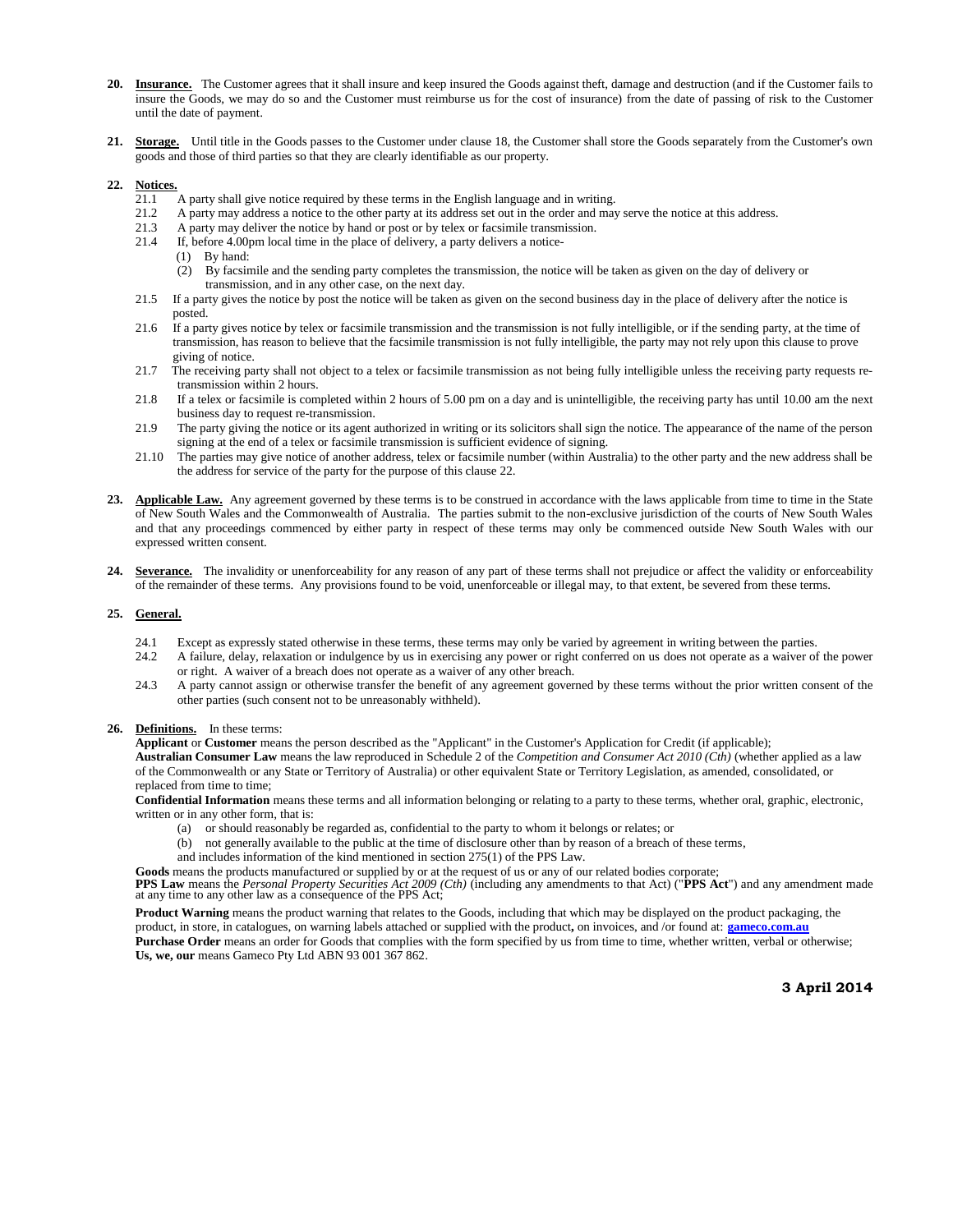**20. Insurance.** The Customer agrees that it shall insure and keep insured the Goods against theft, damage and destruction (and if the Customer fails to insure the Goods, we may do so and the Customer must reimburse us for the cost of insurance) from the date of passing of risk to the Customer until the date of payment.

**21. Storage.** Until title in the Goods passes to the Customer under clause 18, the Customer shall store the Goods separately from the Customer's own goods and those of third parties so that they are clearly identifiable as our property.

**22. Notices.**

21.1 A party shall give notice required by these terms in the English language and in writing.

21.2 A party may address a notice to the other party at its address set out in the order and may serve the notice at this address.

21.3 A party may deliver the notice by hand or post or by telex or facsimile transmission.

21.4 If, before 4.00pm local time in the place of delivery, a party delivers a notice-

(1) By hand:

(2) By facsimile and the sending party completes the transmission, the notice will be taken as given on the day of delivery or transmission, and in any other case, on the next day.

21.5 If a party gives the notice by post the notice will be taken as given on the second business day in the place of delivery after the notice is posted.

21.6 If a party gives notice by telex or facsimile transmission and the transmission is not fully intelligible, or if the sending party, at the time of transmission, has reason to believe that the facsimile transmission is not fully intelligible, the party may not rely upon this clause to prove giving of notice.

21.7 The receiving party shall not object to a telex or facsimile transmission as not being fully intelligible unless the receiving party requests re-transmission within 2 hours.

21.8 If a telex or facsimile is completed within 2 hours of 5.00 pm on a day and is unintelligible, the receiving party has until 10.00 am the next business day to request re-transmission.

21.9 The party giving the notice or its agent authorized in writing or its solicitors shall sign the notice. The appearance of the name of the person signing at the end of a telex or facsimile transmission is sufficient evidence of signing.

21.10 The parties may give notice of another address, telex or facsimile number (within Australia) to the other party and the new address shall be the address for service of the party for the purpose of this clause 22.

**23. Applicable Law.** Any agreement governed by these terms is to be construed in accordance with the laws applicable from time to time in the State of New South Wales and the Commonwealth of Australia. The parties submit to the non-exclusive jurisdiction of the courts of New South Wales and that any proceedings commenced by either party in respect of these terms may only be commenced outside New South Wales with our expressed written consent.

**24. Severance.** The invalidity or unenforceability for any reason of any part of these terms shall not prejudice or affect the validity or enforceability of the remainder of these terms. Any provisions found to be void, unenforceable or illegal may, to that extent, be severed from these terms.

**25. General.**

24.1 Except as expressly stated otherwise in these terms, these terms may only be varied by agreement in writing between the parties.

24.2 A failure, delay, relaxation or indulgence by us in exercising any power or right conferred on us does not operate as a waiver of the power or right. A waiver of a breach does not operate as a waiver of any other breach.

24.3 A party cannot assign or otherwise transfer the benefit of any agreement governed by these terms without the prior written consent of the other parties (such consent not to be unreasonably withheld).

**26. Definitions.** In these terms:

**Applicant** or **Customer** means the person described as the "Applicant" in the Customer's Application for Credit (if applicable);

**Australian Consumer Law** means the law reproduced in Schedule 2 of the *Competition and Consumer Act 2010 (Cth)* (whether applied as a law of the Commonwealth or any State or Territory of Australia) or other equivalent State or Territory Legislation, as amended, consolidated, or replaced from time to time;

**Confidential Information** means these terms and all information belonging or relating to a party to these terms, whether oral, graphic, electronic, written or in any other form, that is:

(a) or should reasonably be regarded as, confidential to the party to whom it belongs or relates; or

(b) not generally available to the public at the time of disclosure other than by reason of a breach of these terms,

and includes information of the kind mentioned in section 275(1) of the PPS Law.

**Goods** means the products manufactured or supplied by or at the request of us or any of our related bodies corporate;

**PPS Law** means the *Personal Property Securities Act 2009 (Cth)* (including any amendments to that Act) ("**PPS Act**") and any amendment made at any time to any other law as a consequence of the PPS Act;

**Product Warning** means the product warning that relates to the Goods, including that which may be displayed on the product packaging, the product, in store, in catalogues, on warning labels attached or supplied with the product**,** on invoices, and /or found at: **gameco.com.au**

**Purchase Order** means an order for Goods that complies with the form specified by us from time to time, whether written, verbal or otherwise;

**Us, we, our** means Gameco Pty Ltd ABN 93 001 367 862.

**3 April 2014**